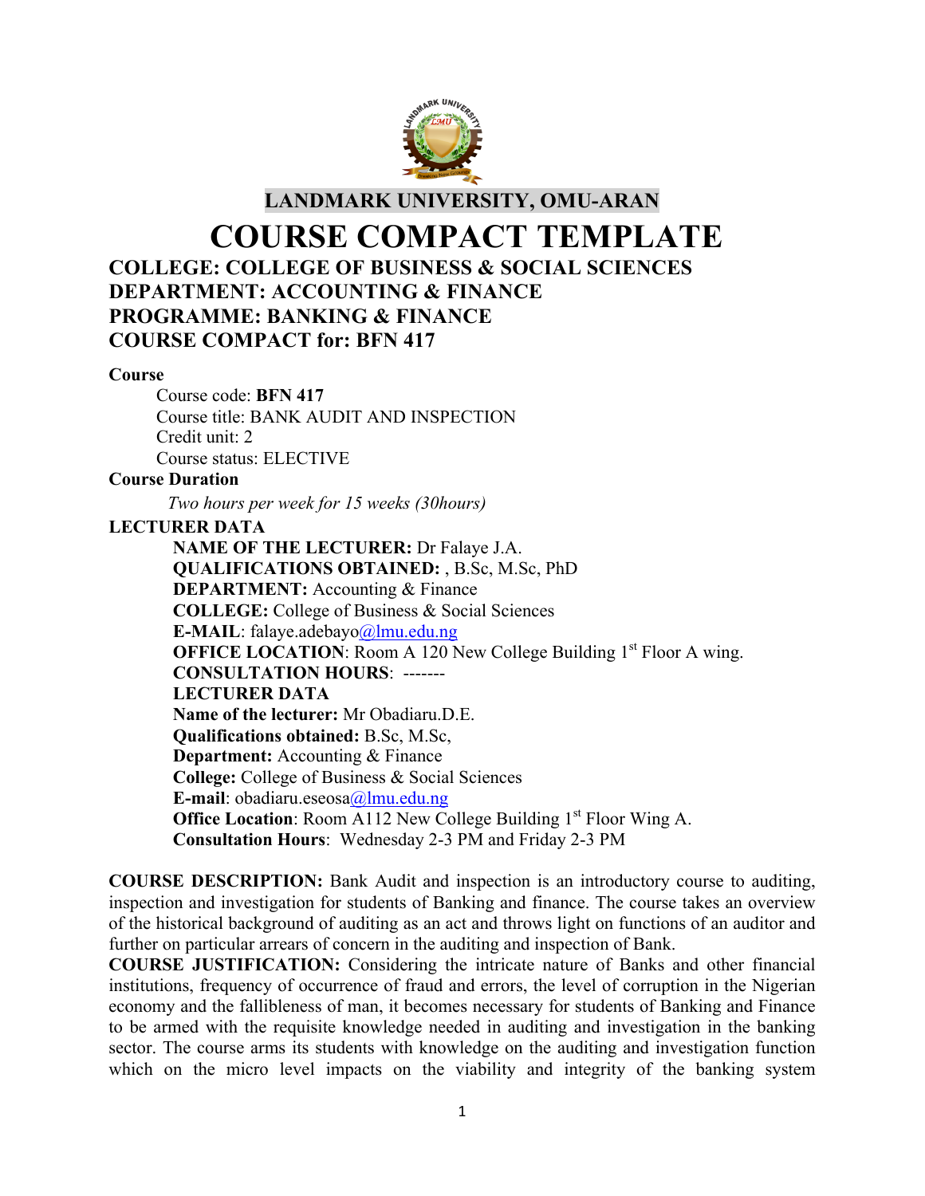# LANDMARK UNIVERSITY, OMU-ARAN

# COURSE COMPACT TEMPLATE

## COLLEGE: COLLEGE OF BUSINESS & SOCIAL SCIENCES
## DEPARTMENT: ACCOUNTING & FINANCE
## PROGRAMME: BANKING & FINANCE
## COURSE COMPACT for: BFN 417

**Course**

Course code: **BFN 417**
Course title: BANK AUDIT AND INSPECTION
Credit unit: 2
Course status: ELECTIVE

**Course Duration**

*Two hours per week for 15 weeks (30hours)*

**LECTURER DATA**

**NAME OF THE LECTURER:** Dr Falaye J.A.
**QUALIFICATIONS OBTAINED:** , B.Sc, M.Sc, PhD
**DEPARTMENT:** Accounting & Finance
**COLLEGE:** College of Business & Social Sciences
**E-MAIL**: falaye.adebayo@lmu.edu.ng
**OFFICE LOCATION**: Room A 120 New College Building 1st Floor A wing.
**CONSULTATION HOURS**: -------

**LECTURER DATA**

**Name of the lecturer:** Mr Obadiaru.D.E.
**Qualifications obtained:** B.Sc, M.Sc,
**Department:** Accounting & Finance
**College:** College of Business & Social Sciences
**E-mail**: obadiaru.eseosa@lmu.edu.ng
**Office Location**: Room A112 New College Building 1st Floor Wing A.
**Consultation Hours**: Wednesday 2-3 PM and Friday 2-3 PM

**COURSE DESCRIPTION:** Bank Audit and inspection is an introductory course to auditing, inspection and investigation for students of Banking and finance. The course takes an overview of the historical background of auditing as an act and throws light on functions of an auditor and further on particular arrears of concern in the auditing and inspection of Bank.

**COURSE JUSTIFICATION:** Considering the intricate nature of Banks and other financial institutions, frequency of occurrence of fraud and errors, the level of corruption in the Nigerian economy and the fallibleness of man, it becomes necessary for students of Banking and Finance to be armed with the requisite knowledge needed in auditing and investigation in the banking sector. The course arms its students with knowledge on the auditing and investigation function which on the micro level impacts on the viability and integrity of the banking system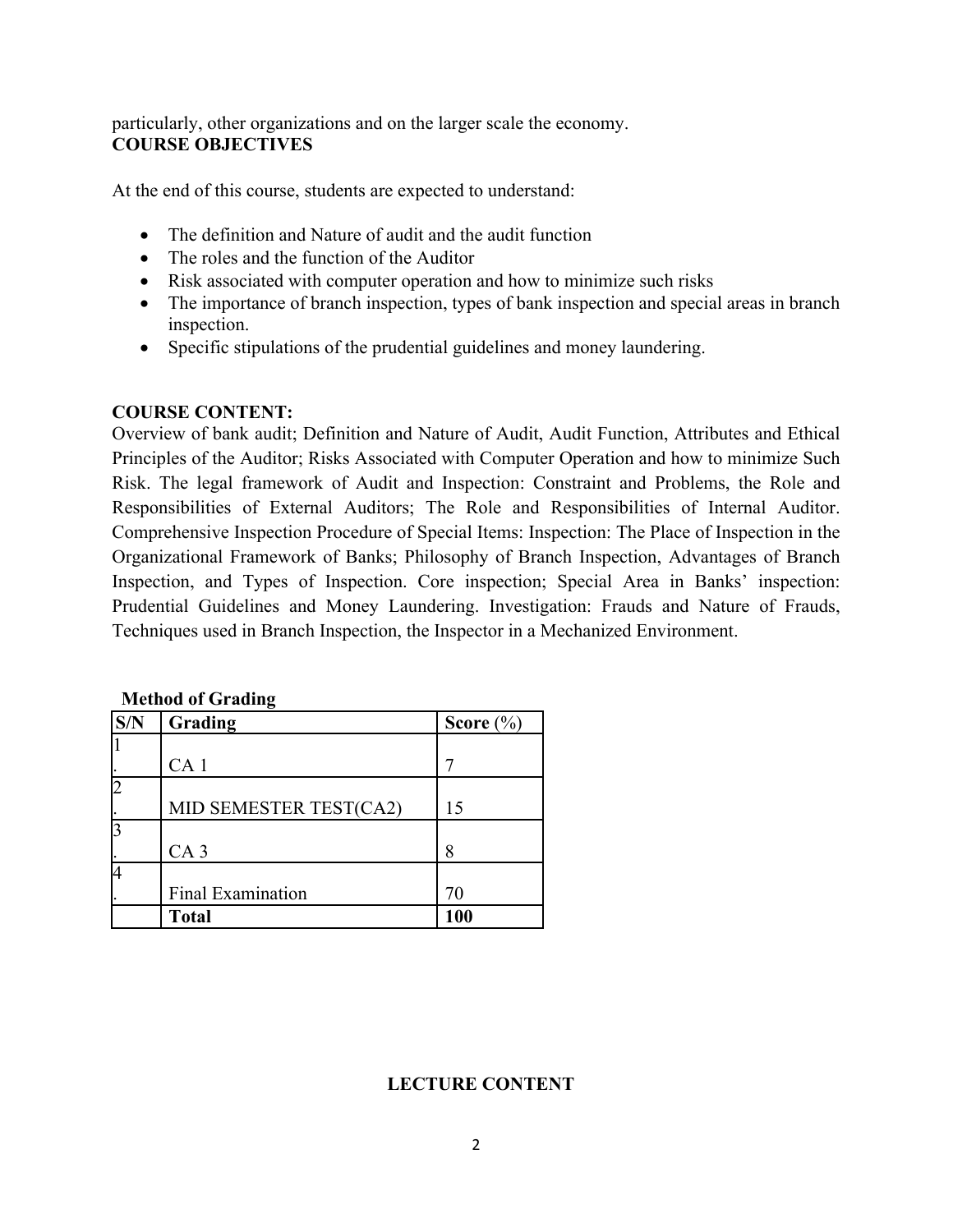particularly, other organizations and on the larger scale the economy.

**COURSE OBJECTIVES**

At the end of this course, students are expected to understand:

- The definition and Nature of audit and the audit function
- The roles and the function of the Auditor
- Risk associated with computer operation and how to minimize such risks
- The importance of branch inspection, types of bank inspection and special areas in branch inspection.
- Specific stipulations of the prudential guidelines and money laundering.

**COURSE CONTENT:**

Overview of bank audit; Definition and Nature of Audit, Audit Function, Attributes and Ethical Principles of the Auditor; Risks Associated with Computer Operation and how to minimize Such Risk. The legal framework of Audit and Inspection: Constraint and Problems, the Role and Responsibilities of External Auditors; The Role and Responsibilities of Internal Auditor. Comprehensive Inspection Procedure of Special Items: Inspection: The Place of Inspection in the Organizational Framework of Banks; Philosophy of Branch Inspection, Advantages of Branch Inspection, and Types of Inspection. Core inspection; Special Area in Banks' inspection: Prudential Guidelines and Money Laundering. Investigation: Frauds and Nature of Frauds, Techniques used in Branch Inspection, the Inspector in a Mechanized Environment.

**Method of Grading**

| S/N | Grading | Score (%) |
|---|---|---|
| 1. | CA 1 | 7 |
| 2. | MID SEMESTER TEST(CA2) | 15 |
| 3. | CA 3 | 8 |
| 4. | Final Examination | 70 |
| | **Total** | **100** |

**LECTURE CONTENT**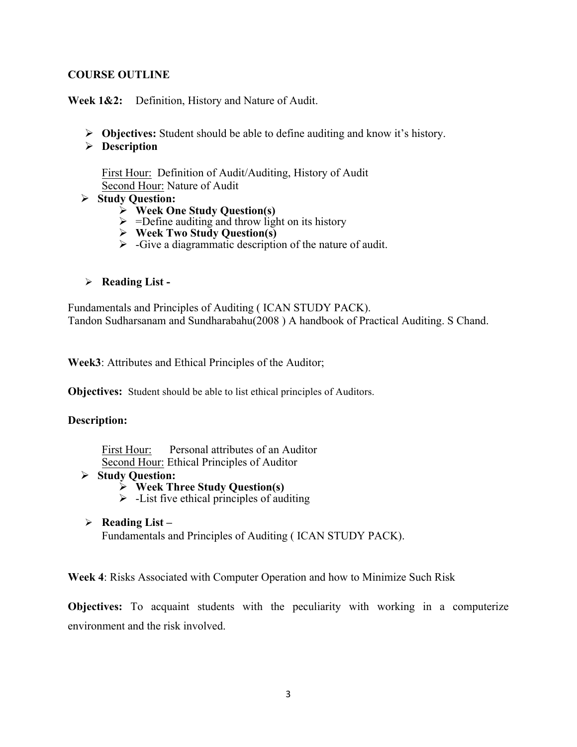**COURSE OUTLINE**

**Week 1&2:** Definition, History and Nature of Audit.

- **Objectives:** Student should be able to define auditing and know it's history.
- **Description**

  First Hour: Definition of Audit/Auditing, History of Audit
  Second Hour: Nature of Audit

- **Study Question:**
  - **Week One Study Question(s)**
  - =Define auditing and throw light on its history
  - **Week Two Study Question(s)**
  - -Give a diagrammatic description of the nature of audit.

- **Reading List -**

Fundamentals and Principles of Auditing ( ICAN STUDY PACK).
Tandon Sudharsanam and Sundharababu(2008 ) A handbook of Practical Auditing. S Chand.

**Week3**: Attributes and Ethical Principles of the Auditor;

**Objectives:** Student should be able to list ethical principles of Auditors.

**Description:**

First Hour: Personal attributes of an Auditor
Second Hour: Ethical Principles of Auditor

- **Study Question:**
  - **Week Three Study Question(s)**
  - -List five ethical principles of auditing

- **Reading List –**
  Fundamentals and Principles of Auditing ( ICAN STUDY PACK).

**Week 4**: Risks Associated with Computer Operation and how to Minimize Such Risk

**Objectives:** To acquaint students with the peculiarity with working in a computerize environment and the risk involved.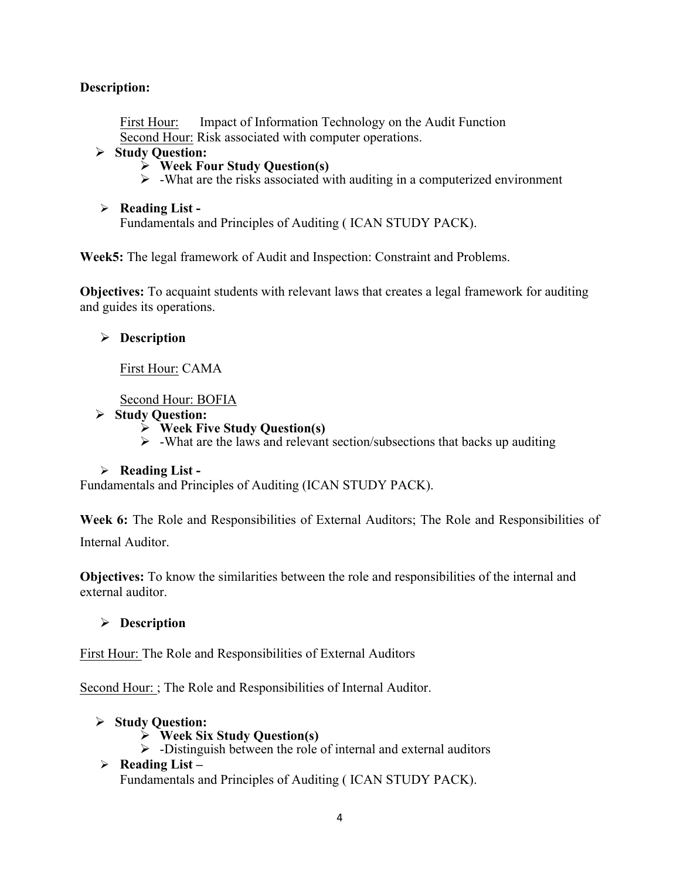**Description:**

First Hour: Impact of Information Technology on the Audit Function
Second Hour: Risk associated with computer operations.

- **Study Question:**
    - **Week Four Study Question(s)**
    - -What are the risks associated with auditing in a computerized environment

- **Reading List -**
  Fundamentals and Principles of Auditing ( ICAN STUDY PACK).

**Week5:** The legal framework of Audit and Inspection: Constraint and Problems.

**Objectives:** To acquaint students with relevant laws that creates a legal framework for auditing and guides its operations.

- **Description**

  First Hour: CAMA

  Second Hour: BOFIA

- **Study Question:**
    - **Week Five Study Question(s)**
    - -What are the laws and relevant section/subsections that backs up auditing

- **Reading List -**

Fundamentals and Principles of Auditing (ICAN STUDY PACK).

**Week 6:** The Role and Responsibilities of External Auditors; The Role and Responsibilities of Internal Auditor.

**Objectives:** To know the similarities between the role and responsibilities of the internal and external auditor.

- **Description**

First Hour: The Role and Responsibilities of External Auditors

Second Hour: ; The Role and Responsibilities of Internal Auditor.

- **Study Question:**
    - **Week Six Study Question(s)**
    - -Distinguish between the role of internal and external auditors
- **Reading List –**
  Fundamentals and Principles of Auditing ( ICAN STUDY PACK).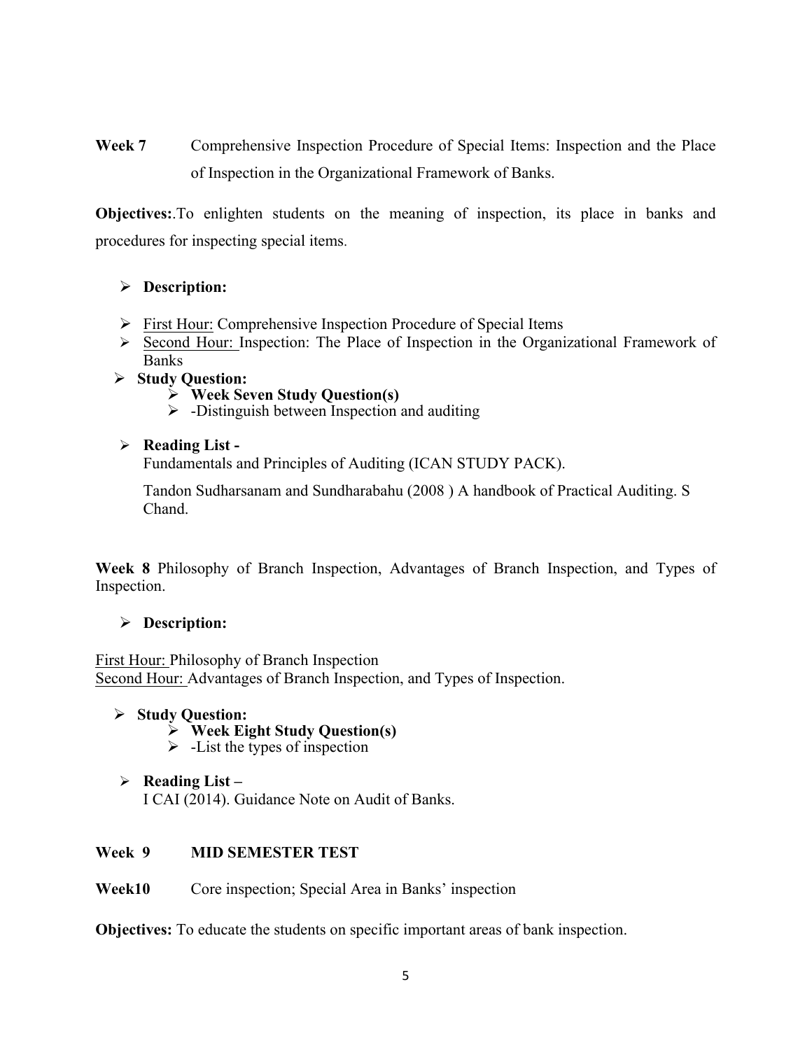**Week 7** Comprehensive Inspection Procedure of Special Items: Inspection and the Place of Inspection in the Organizational Framework of Banks.

**Objectives:**.To enlighten students on the meaning of inspection, its place in banks and procedures for inspecting special items.

- **Description:**

- First Hour: Comprehensive Inspection Procedure of Special Items
- Second Hour: Inspection: The Place of Inspection in the Organizational Framework of Banks
- **Study Question:**
  - **Week Seven Study Question(s)**
  - -Distinguish between Inspection and auditing

- **Reading List -**

  Fundamentals and Principles of Auditing (ICAN STUDY PACK).

  Tandon Sudharsanam and Sundharabahu (2008 ) A handbook of Practical Auditing. S Chand.

**Week 8** Philosophy of Branch Inspection, Advantages of Branch Inspection, and Types of Inspection.

- **Description:**

First Hour: Philosophy of Branch Inspection
Second Hour: Advantages of Branch Inspection, and Types of Inspection.

- **Study Question:**
  - **Week Eight Study Question(s)**
  - -List the types of inspection

- **Reading List –**

  I CAI (2014). Guidance Note on Audit of Banks.

**Week 9** **MID SEMESTER TEST**

**Week10** Core inspection; Special Area in Banks' inspection

**Objectives:** To educate the students on specific important areas of bank inspection.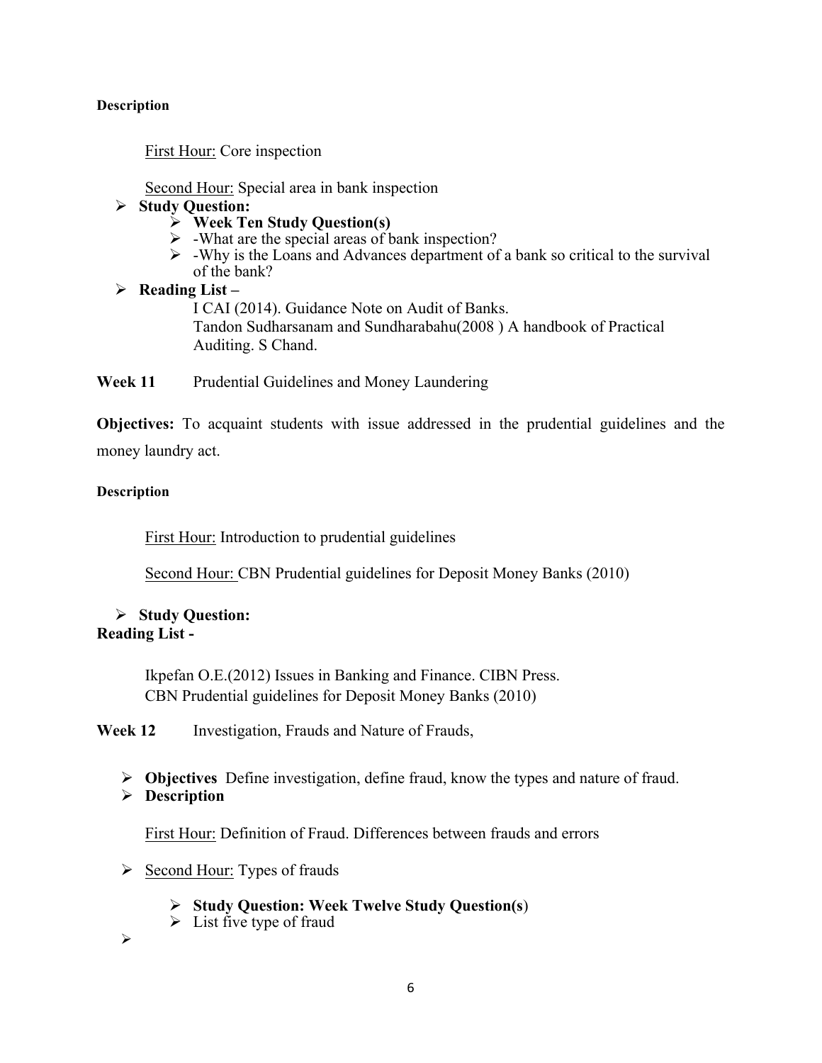**Description**

First Hour: Core inspection

Second Hour: Special area in bank inspection

- **Study Question:**
  - **Week Ten Study Question(s)**
  - -What are the special areas of bank inspection?
  - -Why is the Loans and Advances department of a bank so critical to the survival of the bank?
- **Reading List –**

  I CAI (2014). Guidance Note on Audit of Banks.
  Tandon Sudharsanam and Sundharababu(2008 ) A handbook of Practical Auditing. S Chand.

**Week 11** Prudential Guidelines and Money Laundering

**Objectives:** To acquaint students with issue addressed in the prudential guidelines and the money laundry act.

**Description**

First Hour: Introduction to prudential guidelines

Second Hour: CBN Prudential guidelines for Deposit Money Banks (2010)

- **Study Question:**

**Reading List -**

Ikpefan O.E.(2012) Issues in Banking and Finance. CIBN Press.
CBN Prudential guidelines for Deposit Money Banks (2010)

**Week 12** Investigation, Frauds and Nature of Frauds,

- **Objectives** Define investigation, define fraud, know the types and nature of fraud.
- **Description**

First Hour: Definition of Fraud. Differences between frauds and errors

- Second Hour: Types of frauds
  - **Study Question: Week Twelve Study Question(s**)
  - List five type of fraud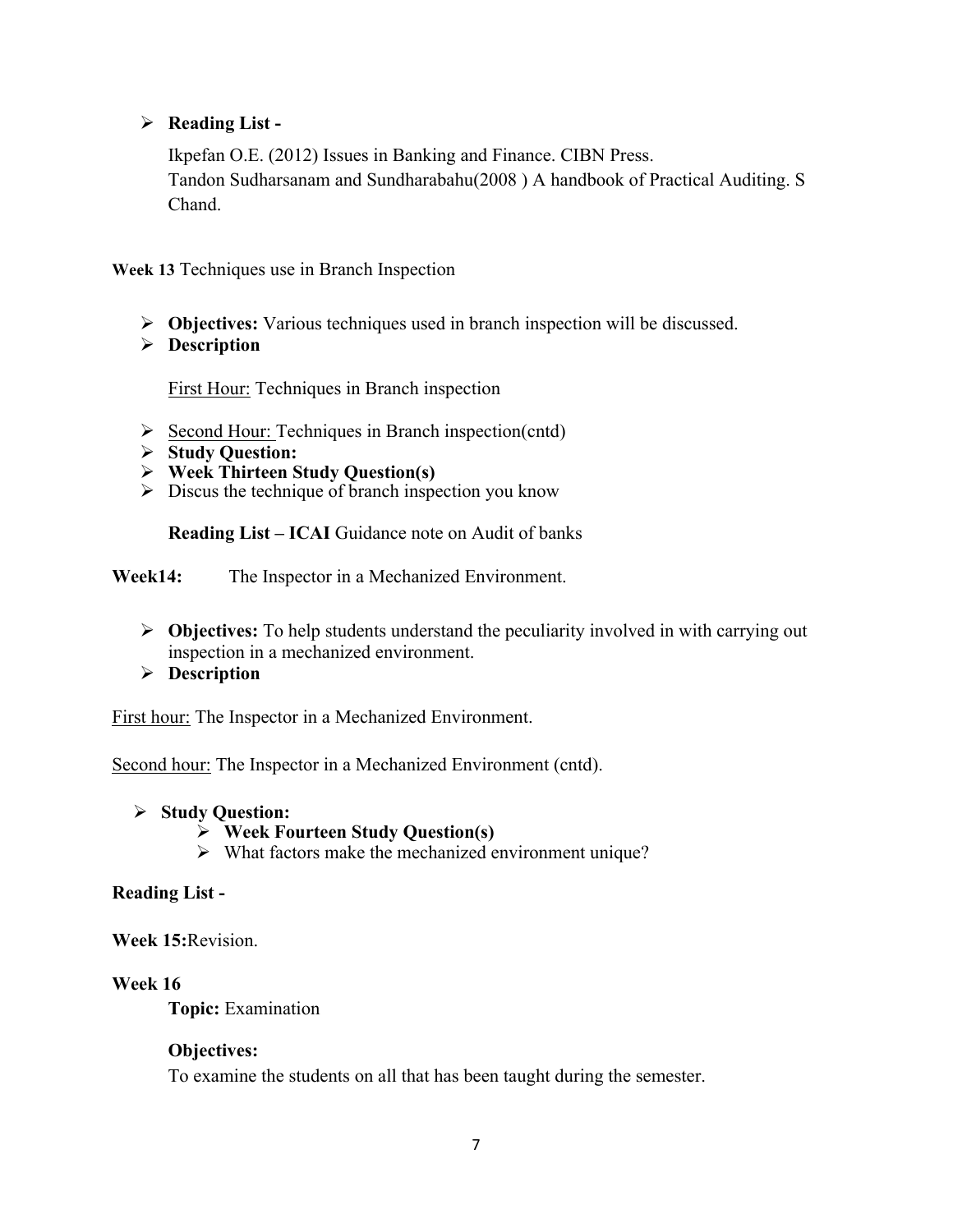- **Reading List -**

  Ikpefan O.E. (2012) Issues in Banking and Finance. CIBN Press.
  Tandon Sudharsanam and Sundharabahu(2008 ) A handbook of Practical Auditing. S Chand.

**Week 13** Techniques use in Branch Inspection

- **Objectives:** Various techniques used in branch inspection will be discussed.
- **Description**

  First Hour: Techniques in Branch inspection

- Second Hour: Techniques in Branch inspection(cntd)
- **Study Question:**
- **Week Thirteen Study Question(s)**
- Discus the technique of branch inspection you know

  **Reading List – ICAI** Guidance note on Audit of banks

**Week14:** The Inspector in a Mechanized Environment.

- **Objectives:** To help students understand the peculiarity involved in with carrying out inspection in a mechanized environment.
- **Description**

First hour: The Inspector in a Mechanized Environment.

Second hour: The Inspector in a Mechanized Environment (cntd).

- **Study Question:**
  - **Week Fourteen Study Question(s)**
  - What factors make the mechanized environment unique?

**Reading List -**

**Week 15:**Revision.

**Week 16**

**Topic:** Examination

**Objectives:**

To examine the students on all that has been taught during the semester.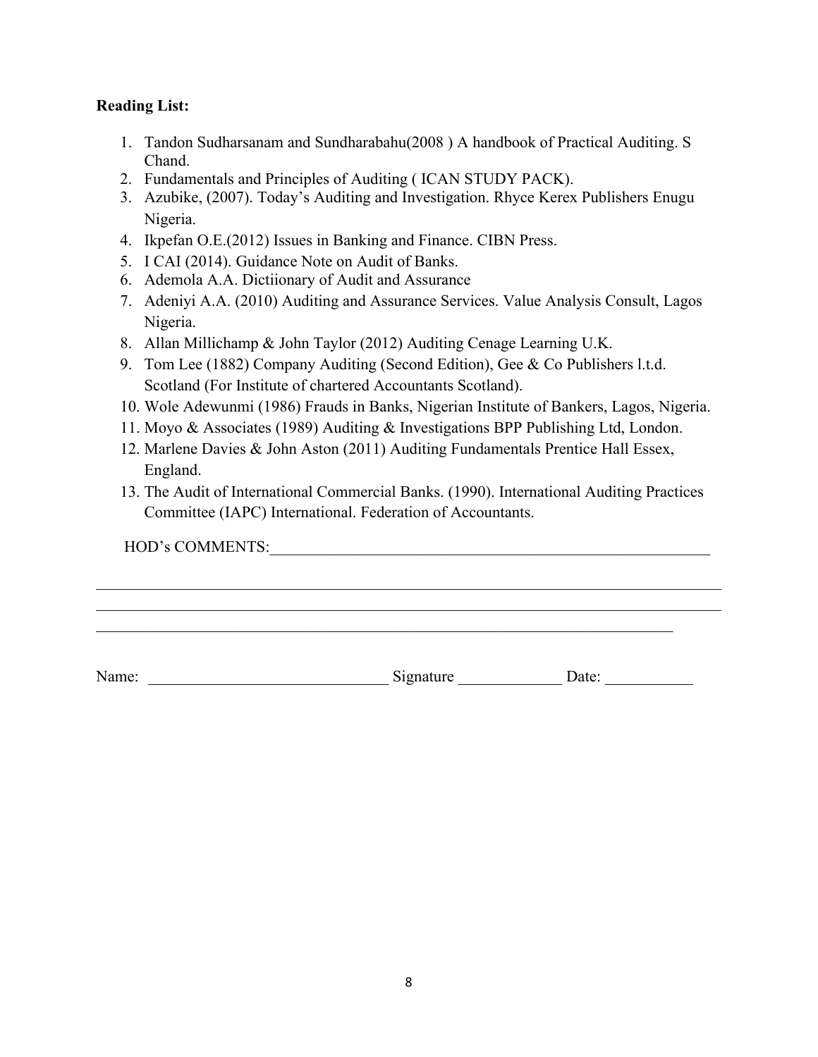**Reading List:**

1. Tandon Sudharsanam and Sundharabahu(2008 ) A handbook of Practical Auditing. S Chand.
2. Fundamentals and Principles of Auditing ( ICAN STUDY PACK).
3. Azubike, (2007). Today's Auditing and Investigation. Rhyce Kerex Publishers Enugu Nigeria.
4. Ikpefan O.E.(2012) Issues in Banking and Finance. CIBN Press.
5. I CAI (2014). Guidance Note on Audit of Banks.
6. Ademola A.A. Dictiionary of Audit and Assurance
7. Adeniyi A.A. (2010) Auditing and Assurance Services. Value Analysis Consult, Lagos Nigeria.
8. Allan Millichamp & John Taylor (2012) Auditing Cenage Learning U.K.
9. Tom Lee (1882) Company Auditing (Second Edition), Gee & Co Publishers l.t.d. Scotland (For Institute of chartered Accountants Scotland).
10. Wole Adewunmi (1986) Frauds in Banks, Nigerian Institute of Bankers, Lagos, Nigeria.
11. Moyo & Associates (1989) Auditing & Investigations BPP Publishing Ltd, London.
12. Marlene Davies & John Aston (2011) Auditing Fundamentals Prentice Hall Essex, England.
13. The Audit of International Commercial Banks. (1990). International Auditing Practices Committee (IAPC) International. Federation of Accountants.

HOD's COMMENTS:____________________________________________________________

______________________________________________________________________________

______________________________________________________________________________

__________________________________________________________________________

Name: ______________________________ Signature _____________ Date: ___________